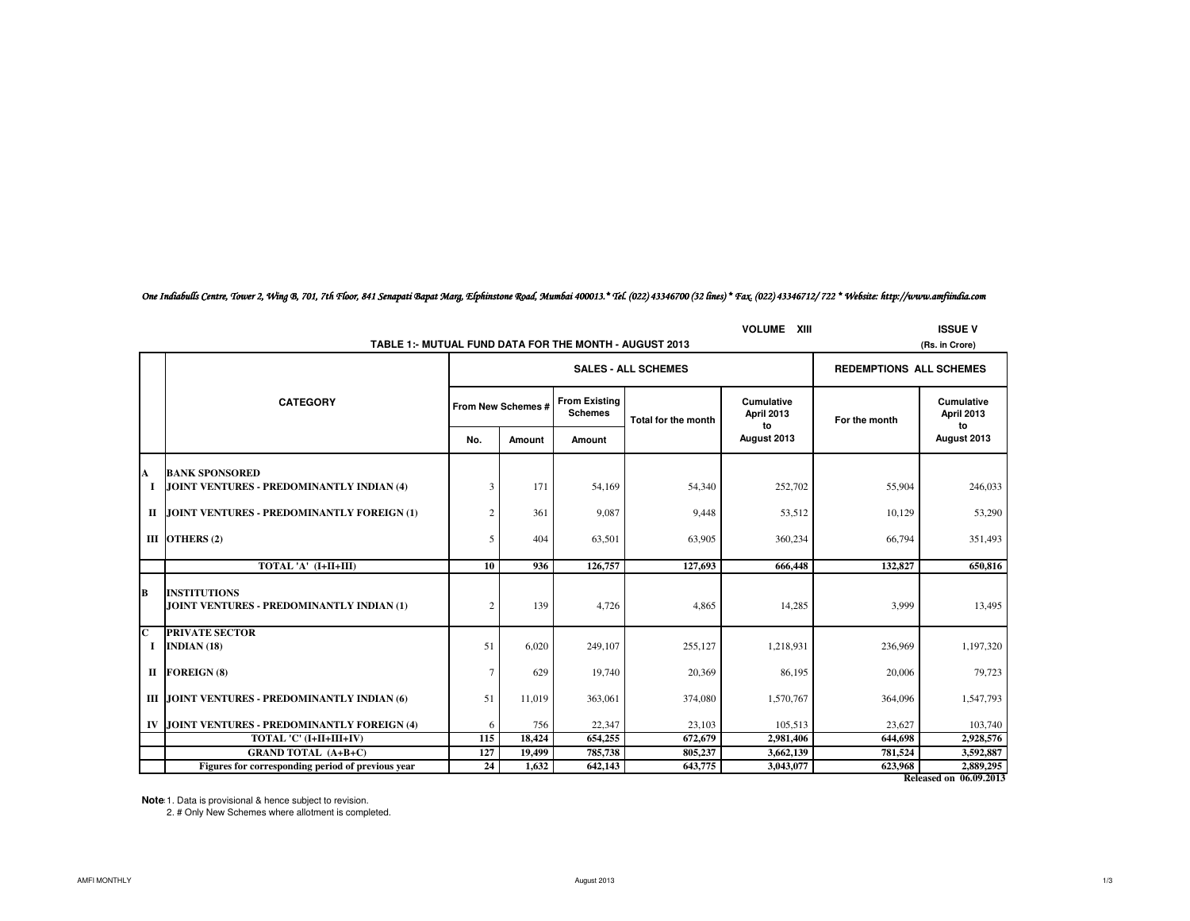*One Indiabulls Centre, Tower 2, Wing B, 701, 7th Floor, 841 Senapati Bapat Marg, Elphinstone Road, Mumbai 400013.* Tel. (022) 43346700 (32 lines) * Fax. (022) 43346712/ 722 * Website: http://www.amfiindia.com*

VOLUME XIII ISSUE V

## TABLE 1:- MUTUAL FUND DATA FOR THE MONTH - AUGUST 2013

(Rs. in Crore)

| | CATEGORY | SALES - ALL SCHEMES | | | | | REDEMPTIONS ALL SCHEMES | |
|---|---|---|---|---|---|---|---|---|
| | | From New Schemes # | | From Existing Schemes | Total for the month | Cumulative April 2013 to August 2013 | For the month | Cumulative April 2013 to August 2013 |
| | | No. | Amount | Amount | | | | |
| A | BANK SPONSORED | | | | | | | |
| I | JOINT VENTURES - PREDOMINANTLY INDIAN (4) | 3 | 171 | 54,169 | 54,340 | 252,702 | 55,904 | 246,033 |
| II | JOINT VENTURES - PREDOMINANTLY FOREIGN (1) | 2 | 361 | 9,087 | 9,448 | 53,512 | 10,129 | 53,290 |
| III | OTHERS (2) | 5 | 404 | 63,501 | 63,905 | 360,234 | 66,794 | 351,493 |
| | TOTAL 'A' (I+II+III) | 10 | 936 | 126,757 | 127,693 | 666,448 | 132,827 | 650,816 |
| B | INSTITUTIONS | | | | | | | |
| | JOINT VENTURES - PREDOMINANTLY INDIAN (1) | 2 | 139 | 4,726 | 4,865 | 14,285 | 3,999 | 13,495 |
| C | PRIVATE SECTOR | | | | | | | |
| I | INDIAN (18) | 51 | 6,020 | 249,107 | 255,127 | 1,218,931 | 236,969 | 1,197,320 |
| II | FOREIGN (8) | 7 | 629 | 19,740 | 20,369 | 86,195 | 20,006 | 79,723 |
| III | JOINT VENTURES - PREDOMINANTLY INDIAN (6) | 51 | 11,019 | 363,061 | 374,080 | 1,570,767 | 364,096 | 1,547,793 |
| IV | JOINT VENTURES - PREDOMINANTLY FOREIGN (4) | 6 | 756 | 22,347 | 23,103 | 105,513 | 23,627 | 103,740 |
| | TOTAL 'C' (I+II+III+IV) | 115 | 18,424 | 654,255 | 672,679 | 2,981,406 | 644,698 | 2,928,576 |
| | GRAND TOTAL (A+B+C) | 127 | 19,499 | 785,738 | 805,237 | 3,662,139 | 781,524 | 3,592,887 |
| | Figures for corresponding period of previous year | 24 | 1,632 | 642,143 | 643,775 | 3,043,077 | 623,968 | 2,889,295 |

**Released on 06.09.2013**

**Note:** 1. Data is provisional & hence subject to revision.
2. # Only New Schemes where allotment is completed.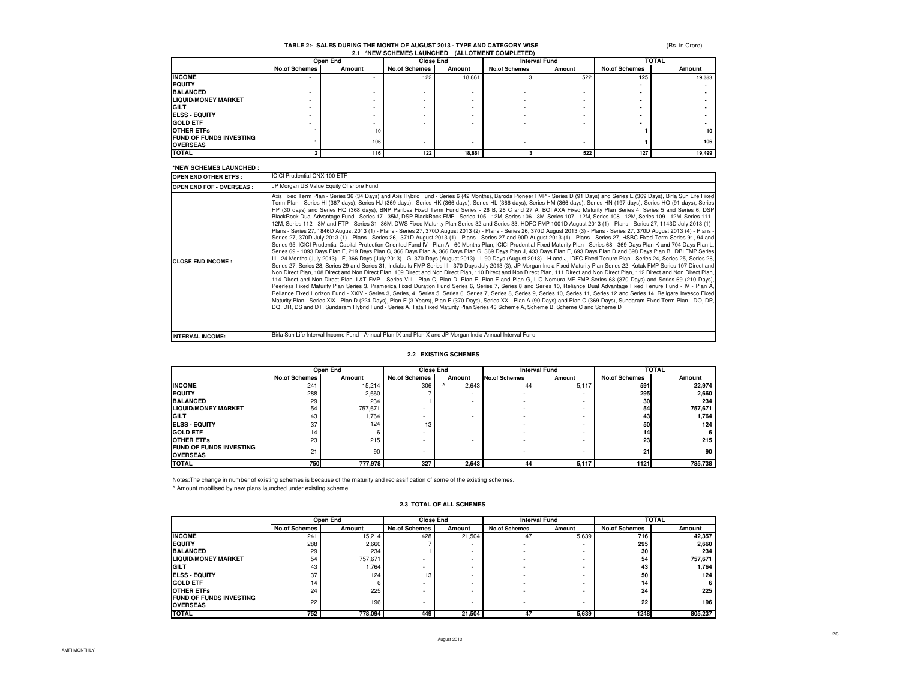## TABLE 2:- SALES DURING THE MONTH OF AUGUST 2013 - TYPE AND CATEGORY WISE

(Rs. in Crore)

### 2.1 *NEW SCHEMES LAUNCHED (ALLOTMENT COMPLETED)

| | Open End | | Close End | | Interval Fund | | TOTAL | |
|---|---|---|---|---|---|---|---|---|
| | No.of Schemes | Amount | No.of Schemes | Amount | No.of Schemes | Amount | No.of Schemes | Amount |
| **INCOME** | - | - | 122 | 18,861 | 3 | 522 | 125 | 19,383 |
| **EQUITY** | - | - | - | - | - | - | - | - |
| **BALANCED** | - | - | - | - | - | - | - | - |
| **LIQUID/MONEY MARKET** | - | - | - | - | - | - | - | - |
| **GILT** | - | - | - | - | - | - | - | - |
| **ELSS - EQUITY** | - | - | - | - | - | - | - | - |
| **GOLD ETF** | - | - | - | - | - | - | - | - |
| **OTHER ETFs** | 1 | 10 | - | - | - | - | 1 | 10 |
| **FUND OF FUNDS INVESTING OVERSEAS** | 1 | 106 | - | - | - | - | 1 | 106 |
| **TOTAL** | 2 | 116 | 122 | 18,861 | 3 | 522 | 127 | 19,499 |

**\*NEW SCHEMES LAUNCHED :**

| | |
|---|---|
| **OPEN END OTHER ETFS :** | ICICI Prudential CNX 100 ETF |
| **OPEN END FOF - OVERSEAS :** | JP Morgan US Value Equity Offshore Fund |
| **CLOSE END INCOME :** | Axis Fixed Term Plan - Series 36 (34 Days) and Axis Hybrid Fund - Series 6 (42 Months), Baroda Pioneer FMP - Series D (91 Days) and Series E (369 Days), Birla Sun Life Fixed Term Plan - Series HI (367 days), Series HJ (369 days), Series HK (366 days), Series HL (366 days), Series HM (366 days), Series HN (197 days), Series HO (91 days), Series HP (30 days) and Series HQ (368 days), BNP Paribas Fixed Term Fund Series - 26 B, 26 C and 27 A, BOI AXA Fixed Maturity Plan Series 4, Series 5 and Series 6, DSP BlackRock Dual Advantage Fund - Series 17 - 35M, DSP BlackRock FMP - Series 105 - 12M, Series 106 - 3M, Series 107 - 12M, Series 108 - 12M, Series 109 - 12M, Series 111 - 12M, Series 112 - 3M and FTP - Series 31 -36M, DWS Fixed Maturity Plan Series 32 and Series 33, HDFC FMP 1001D August 2013 (1) - Plans - Series 27, 1143D July 2013 (1) - Plans - Series 27, 1846D August 2013 (1) - Plans - Series 27, 370D August 2013 (2) - Plans - Series 26, 370D August 2013 (3) - Plans - Series 27, 370D August 2013 (4) - Plans - Series 27, 370D July 2013 (1) - Plans - Series 26, 371D August 2013 (1) - Plans - Series 27 and 90D August 2013 (1) - Plans - Series 27, HSBC Fixed Term Series 91, 94 and Series 95, ICICI Prudential Capital Protection Oriented Fund IV - Plan A - 60 Months Plan, ICICI Prudential Fixed Maturity Plan - Series 68 - 369 Days Plan K and 704 Days Plan L, Series 69 - 1093 Days Plan F, 219 Days Plan C, 366 Days Plan A, 366 Days Plan G, 369 Days Plan J, 433 Days Plan E, 693 Days Plan D and 698 Days Plan B, IDBI FMP Series III - 24 Months (July 2013) - F, 366 Days (July 2013) - G, 370 Days (August 2013) - I, 90 Days (August 2013) - H and J, IDFC Fixed Tenure Plan - Series 24, Series 25, Series 26, Series 27, Series 28, Series 29 and Series 31, Indiabulls FMP Series III - 370 Days July 2013 (3), JP Morgan India Fixed Maturity Plan Series 22, Kotak FMP Series 107 Direct and Non Direct Plan, 108 Direct and Non Direct Plan, 109 Direct and Non Direct Plan, 110 Direct and Non Direct Plan, 111 Direct and Non Direct Plan, 112 Direct and Non Direct Plan, 114 Direct and Non Direct Plan, L&T FMP - Series VIII - Plan C, Plan D, Plan E, Plan F and Plan G, LIC Nomura MF FMP Series 68 (370 Days) and Series 69 (210 Days), Peerless Fixed Maturity Plan Series 3, Pramerica Fixed Duration Fund Series 6, Series 7, Series 8 and Series 10, Reliance Dual Advantage Fixed Tenure Fund - IV - Plan A, Reliance Fixed Horizon Fund - XXIV - Series 3, Series, 4, Series 5, Series 6, Series 7, Series 8, Series 9, Series 10, Series 11, Series 12 and Series 14, Religare Invesco Fixed Maturity Plan - Series XIX - Plan D (224 Days), Plan E (3 Years), Plan F (370 Days), Series XX - Plan A (90 Days) and Plan C (369 Days), Sundaram Fixed Term Plan - DO, DP, DQ, DR, DS and DT, Sundaram Hybrid Fund - Series A, Tata Fixed Maturity Plan Series 43 Scheme A, Scheme B, Scheme C and Scheme D |
| **INTERVAL INCOME:** | Birla Sun Life Interval Income Fund - Annual Plan IX and Plan X and JP Morgan India Annual Interval Fund |

### 2.2 EXISTING SCHEMES

| | Open End | | Close End | | Interval Fund | | TOTAL | |
|---|---|---|---|---|---|---|---|---|
| | No.of Schemes | Amount | No.of Schemes | Amount | No.of Schemes | Amount | No.of Schemes | Amount |
| **INCOME** | 241 | 15,214 | 306 | ^ 2,643 | 44 | 5,117 | 591 | 22,974 |
| **EQUITY** | 288 | 2,660 | 7 | - | - | - | 295 | 2,660 |
| **BALANCED** | 29 | 234 | 1 | - | - | - | 30 | 234 |
| **LIQUID/MONEY MARKET** | 54 | 757,671 | - | - | - | - | 54 | 757,671 |
| **GILT** | 43 | 1,764 | - | - | - | - | 43 | 1,764 |
| **ELSS - EQUITY** | 37 | 124 | 13 | - | - | - | 50 | 124 |
| **GOLD ETF** | 14 | 6 | - | - | - | - | 14 | 6 |
| **OTHER ETFs** | 23 | 215 | - | - | - | - | 23 | 215 |
| **FUND OF FUNDS INVESTING OVERSEAS** | 21 | 90 | - | - | - | - | 21 | 90 |
| **TOTAL** | 750 | 777,978 | 327 | 2,643 | 44 | 5,117 | 1121 | 785,738 |

Notes:The change in number of existing schemes is because of the maturity and reclassification of some of the existing schemes.

^ Amount mobilised by new plans launched under existing scheme.

### 2.3 TOTAL OF ALL SCHEMES

| | Open End | | Close End | | Interval Fund | | TOTAL | |
|---|---|---|---|---|---|---|---|---|
| | No.of Schemes | Amount | No.of Schemes | Amount | No.of Schemes | Amount | No.of Schemes | Amount |
| **INCOME** | 241 | 15,214 | 428 | 21,504 | 47 | 5,639 | 716 | 42,357 |
| **EQUITY** | 288 | 2,660 | 7 | - | - | - | 295 | 2,660 |
| **BALANCED** | 29 | 234 | 1 | - | - | - | 30 | 234 |
| **LIQUID/MONEY MARKET** | 54 | 757,671 | - | - | - | - | 54 | 757,671 |
| **GILT** | 43 | 1,764 | - | - | - | - | 43 | 1,764 |
| **ELSS - EQUITY** | 37 | 124 | 13 | - | - | - | 50 | 124 |
| **GOLD ETF** | 14 | 6 | - | - | - | - | 14 | 6 |
| **OTHER ETFs** | 24 | 225 | - | - | - | - | 24 | 225 |
| **FUND OF FUNDS INVESTING OVERSEAS** | 22 | 196 | - | - | - | - | 22 | 196 |
| **TOTAL** | 752 | 778,094 | 449 | 21,504 | 47 | 5,639 | 1248 | 805,237 |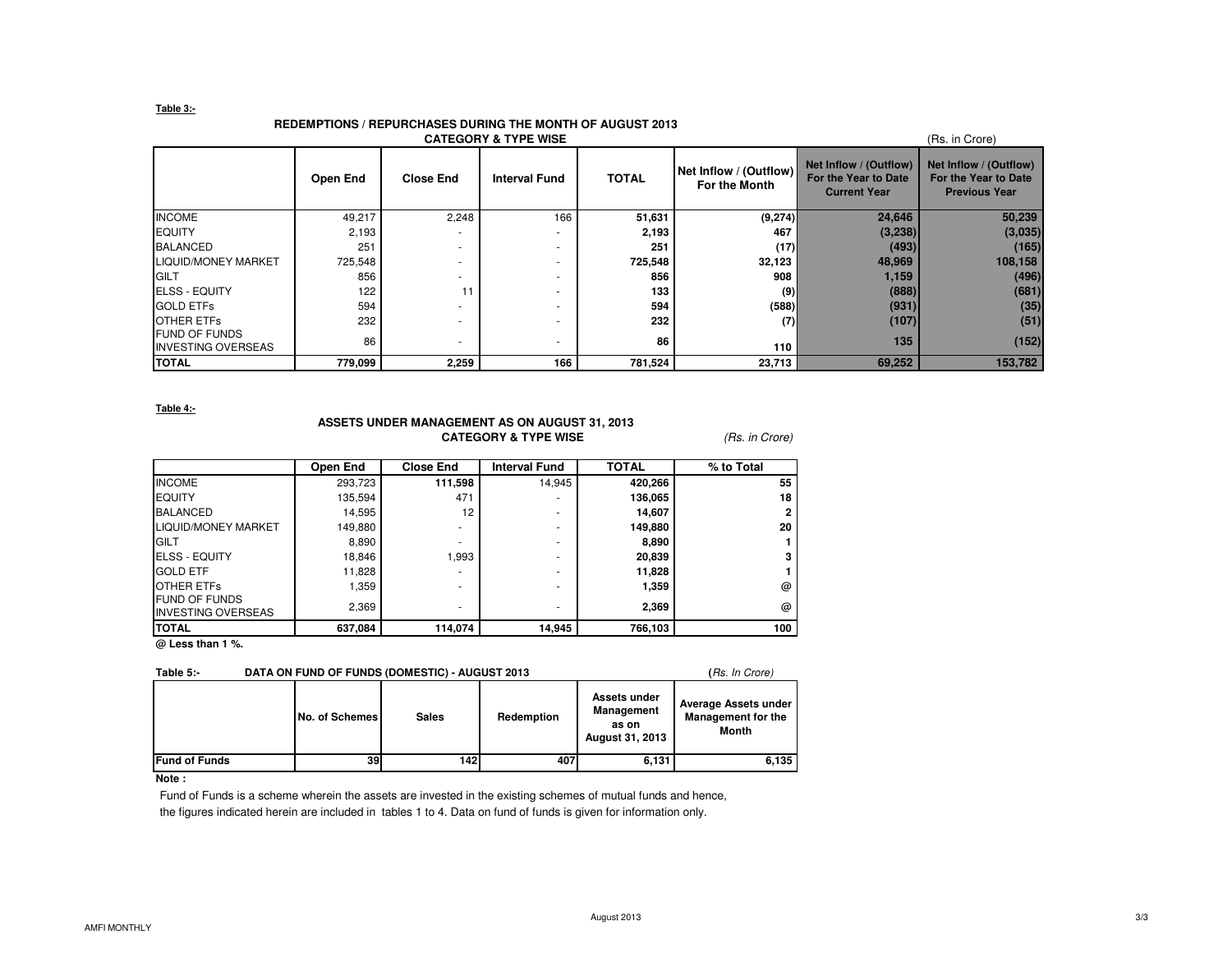**Table 3:-**

**REDEMPTIONS / REPURCHASES DURING THE MONTH OF AUGUST 2013**
**CATEGORY & TYPE WISE**

(Rs. in Crore)

| | Open End | Close End | Interval Fund | TOTAL | Net Inflow / (Outflow) For the Month | Net Inflow / (Outflow) For the Year to Date Current Year | Net Inflow / (Outflow) For the Year to Date Previous Year |
|---|---|---|---|---|---|---|---|
| INCOME | 49,217 | 2,248 | 166 | **51,631** | **(9,274)** | **24,646** | **50,239** |
| EQUITY | 2,193 | - | - | **2,193** | **467** | **(3,238)** | **(3,035)** |
| BALANCED | 251 | - | - | **251** | **(17)** | **(493)** | **(165)** |
| LIQUID/MONEY MARKET | 725,548 | - | - | **725,548** | **32,123** | **48,969** | **108,158** |
| GILT | 856 | - | - | **856** | **908** | **1,159** | **(496)** |
| ELSS - EQUITY | 122 | 11 | - | **133** | **(9)** | **(888)** | **(681)** |
| GOLD ETFs | 594 | - | - | **594** | **(588)** | **(931)** | **(35)** |
| OTHER ETFs | 232 | - | - | **232** | **(7)** | **(107)** | **(51)** |
| FUND OF FUNDS INVESTING OVERSEAS | 86 | - | - | **86** | **110** | **135** | **(152)** |
| **TOTAL** | **779,099** | **2,259** | **166** | **781,524** | **23,713** | **69,252** | **153,782** |

**Table 4:-**

**ASSETS UNDER MANAGEMENT AS ON AUGUST 31, 2013**
**CATEGORY & TYPE WISE**

*(Rs. in Crore)*

| | Open End | Close End | Interval Fund | TOTAL | % to Total |
|---|---|---|---|---|---|
| INCOME | 293,723 | **111,598** | 14,945 | **420,266** | **55** |
| EQUITY | 135,594 | 471 | - | **136,065** | **18** |
| BALANCED | 14,595 | 12 | - | **14,607** | **2** |
| LIQUID/MONEY MARKET | 149,880 | - | - | **149,880** | **20** |
| GILT | 8,890 | - | - | **8,890** | **1** |
| ELSS - EQUITY | 18,846 | 1,993 | - | **20,839** | **3** |
| GOLD ETF | 11,828 | - | - | **11,828** | **1** |
| OTHER ETFs | 1,359 | - | - | **1,359** | **@** |
| FUND OF FUNDS INVESTING OVERSEAS | 2,369 | - | - | **2,369** | **@** |
| **TOTAL** | **637,084** | **114,074** | **14,945** | **766,103** | **100** |

**@ Less than 1 %.**

**Table 5:- DATA ON FUND OF FUNDS (DOMESTIC) - AUGUST 2013**

**(***Rs. In Crore)*

| | No. of Schemes | Sales | Redemption | Assets under Management as on August 31, 2013 | Average Assets under Management for the Month |
|---|---|---|---|---|---|
| **Fund of Funds** | **39** | **142** | **407** | **6,131** | **6,135** |

**Note :**

Fund of Funds is a scheme wherein the assets are invested in the existing schemes of mutual funds and hence, the figures indicated herein are included in tables 1 to 4. Data on fund of funds is given for information only.